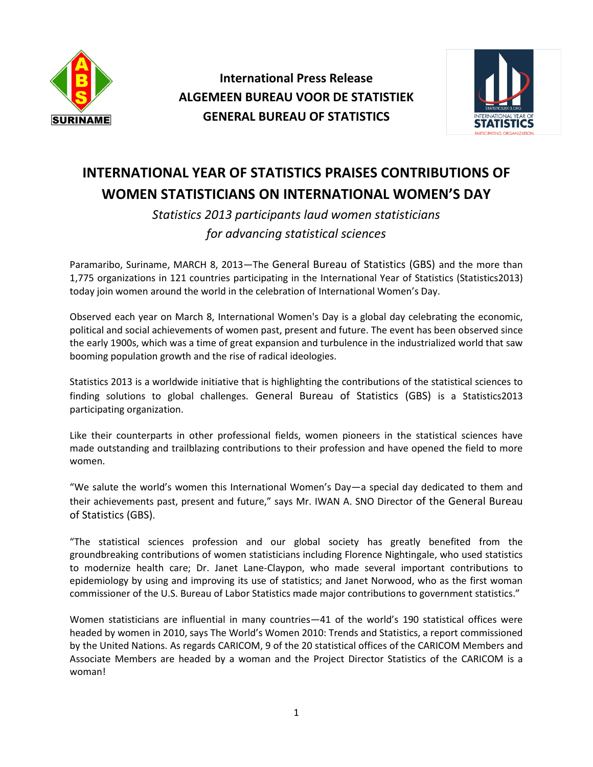**International Press Release**
**ALGEMEEN BUREAU VOOR DE STATISTIEK**
**GENERAL BUREAU OF STATISTICS**

# INTERNATIONAL YEAR OF STATISTICS PRAISES CONTRIBUTIONS OF WOMEN STATISTICIANS ON INTERNATIONAL WOMEN'S DAY

*Statistics 2013 participants laud women statisticians for advancing statistical sciences*

Paramaribo, Suriname, MARCH 8, 2013—The General Bureau of Statistics (GBS) and the more than 1,775 organizations in 121 countries participating in the International Year of Statistics (Statistics2013) today join women around the world in the celebration of International Women's Day.

Observed each year on March 8, International Women's Day is a global day celebrating the economic, political and social achievements of women past, present and future. The event has been observed since the early 1900s, which was a time of great expansion and turbulence in the industrialized world that saw booming population growth and the rise of radical ideologies.

Statistics 2013 is a worldwide initiative that is highlighting the contributions of the statistical sciences to finding solutions to global challenges. General Bureau of Statistics (GBS) is a Statistics2013 participating organization.

Like their counterparts in other professional fields, women pioneers in the statistical sciences have made outstanding and trailblazing contributions to their profession and have opened the field to more women.

"We salute the world's women this International Women's Day—a special day dedicated to them and their achievements past, present and future," says Mr. IWAN A. SNO Director of the General Bureau of Statistics (GBS).

"The statistical sciences profession and our global society has greatly benefited from the groundbreaking contributions of women statisticians including Florence Nightingale, who used statistics to modernize health care; Dr. Janet Lane-Claypon, who made several important contributions to epidemiology by using and improving its use of statistics; and Janet Norwood, who as the first woman commissioner of the U.S. Bureau of Labor Statistics made major contributions to government statistics."

Women statisticians are influential in many countries—41 of the world's 190 statistical offices were headed by women in 2010, says The World's Women 2010: Trends and Statistics, a report commissioned by the United Nations. As regards CARICOM, 9 of the 20 statistical offices of the CARICOM Members and Associate Members are headed by a woman and the Project Director Statistics of the CARICOM is a woman!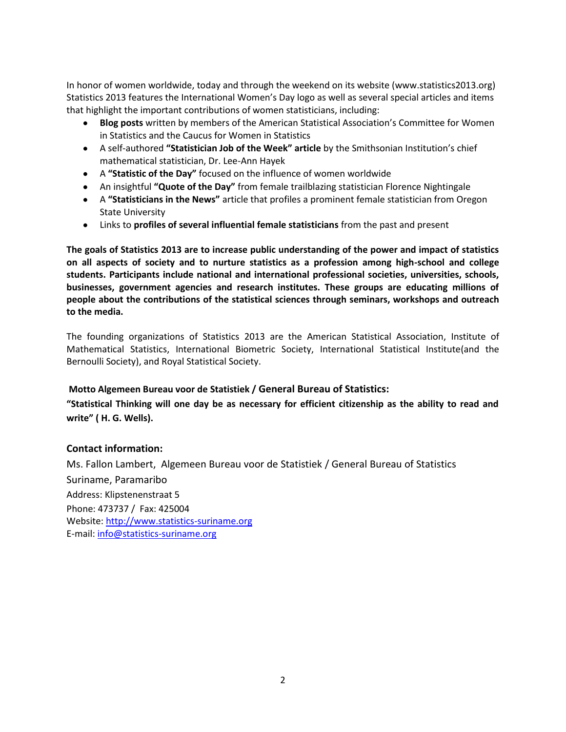In honor of women worldwide, today and through the weekend on its website (www.statistics2013.org) Statistics 2013 features the International Women's Day logo as well as several special articles and items that highlight the important contributions of women statisticians, including:

- **Blog posts** written by members of the American Statistical Association's Committee for Women in Statistics and the Caucus for Women in Statistics
- A self-authored **"Statistician Job of the Week" article** by the Smithsonian Institution's chief mathematical statistician, Dr. Lee-Ann Hayek
- A **"Statistic of the Day"** focused on the influence of women worldwide
- An insightful **"Quote of the Day"** from female trailblazing statistician Florence Nightingale
- A **"Statisticians in the News"** article that profiles a prominent female statistician from Oregon State University
- Links to **profiles of several influential female statisticians** from the past and present

**The goals of Statistics 2013 are to increase public understanding of the power and impact of statistics on all aspects of society and to nurture statistics as a profession among high-school and college students. Participants include national and international professional societies, universities, schools, businesses, government agencies and research institutes. These groups are educating millions of people about the contributions of the statistical sciences through seminars, workshops and outreach to the media.**

The founding organizations of Statistics 2013 are the American Statistical Association, Institute of Mathematical Statistics, International Biometric Society, International Statistical Institute(and the Bernoulli Society), and Royal Statistical Society.

**Motto Algemeen Bureau voor de Statistiek / General Bureau of Statistics:**

**"Statistical Thinking will one day be as necessary for efficient citizenship as the ability to read and write" ( H. G. Wells).**

**Contact information:**

Ms. Fallon Lambert, Algemeen Bureau voor de Statistiek / General Bureau of Statistics
Suriname, Paramaribo
Address: Klipstenenstraat 5
Phone: 473737 / Fax: 425004
Website: http://www.statistics-suriname.org
E-mail: info@statistics-suriname.org